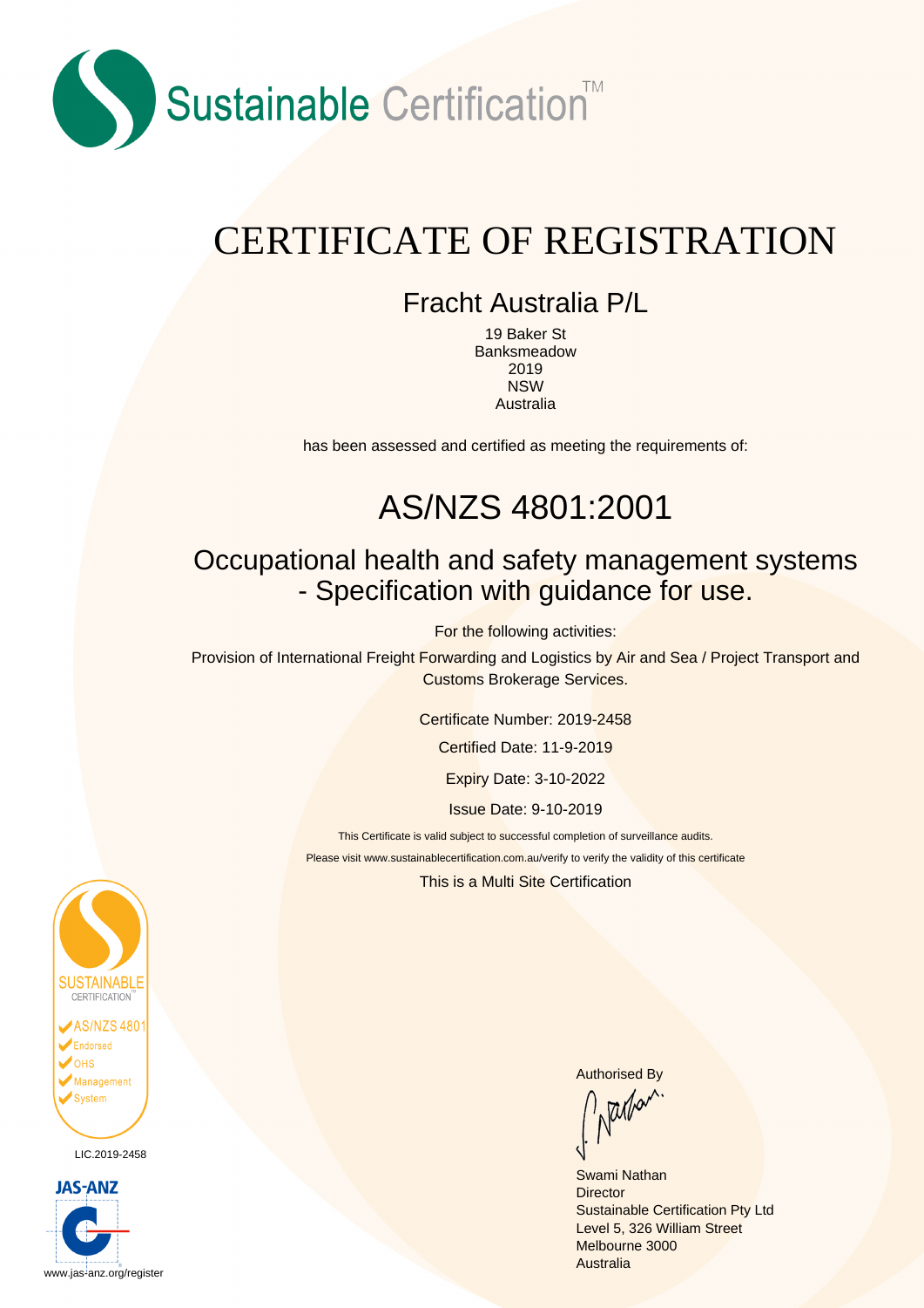Sustainable Certification™

# CERTIFICATE OF REGISTRATION

## Fracht Australia P/L

19 Baker St
Banksmeadow
2019
NSW
Australia

has been assessed and certified as meeting the requirements of:

# AS/NZS 4801:2001

## Occupational health and safety management systems - Specification with guidance for use.

For the following activities:

Provision of International Freight Forwarding and Logistics by Air and Sea / Project Transport and Customs Brokerage Services.

Certificate Number: 2019-2458

Certified Date: 11-9-2019

Expiry Date: 3-10-2022

Issue Date: 9-10-2019

This Certificate is valid subject to successful completion of surveillance audits.

Please visit www.sustainablecertification.com.au/verify to verify the validity of this certificate

This is a Multi Site Certification

SUSTAINABLE CERTIFICATION™
AS/NZS 4801
Endorsed
OHS
Management
System

LIC.2019-2458

JAS-ANZ
www.jas-anz.org/register

Authorised By

Swami Nathan
Director
Sustainable Certification Pty Ltd
Level 5, 326 William Street
Melbourne 3000
Australia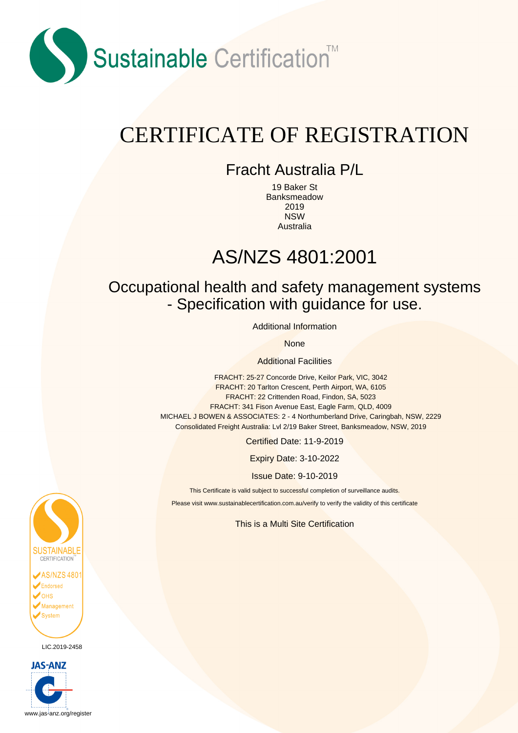Sustainable Certification™

# CERTIFICATE OF REGISTRATION

## Fracht Australia P/L

19 Baker St
Banksmeadow
2019
NSW
Australia

# AS/NZS 4801:2001

## Occupational health and safety management systems - Specification with guidance for use.

Additional Information

None

Additional Facilities

FRACHT: 25-27 Concorde Drive, Keilor Park, VIC, 3042
FRACHT: 20 Tarlton Crescent, Perth Airport, WA, 6105
FRACHT: 22 Crittenden Road, Findon, SA, 5023
FRACHT: 341 Fison Avenue East, Eagle Farm, QLD, 4009
MICHAEL J BOWEN & ASSOCIATES: 2 - 4 Northumberland Drive, Caringbah, NSW, 2229
Consolidated Freight Australia: Lvl 2/19 Baker Street, Banksmeadow, NSW, 2019

Certified Date: 11-9-2019

Expiry Date: 3-10-2022

Issue Date: 9-10-2019

This Certificate is valid subject to successful completion of surveillance audits.

Please visit www.sustainablecertification.com.au/verify to verify the validity of this certificate

This is a Multi Site Certification

SUSTAINABLE CERTIFICATION™
AS/NZS 4801
Endorsed
OHS
Management
System

LIC.2019-2458

JAS-ANZ

www.jas-anz.org/register